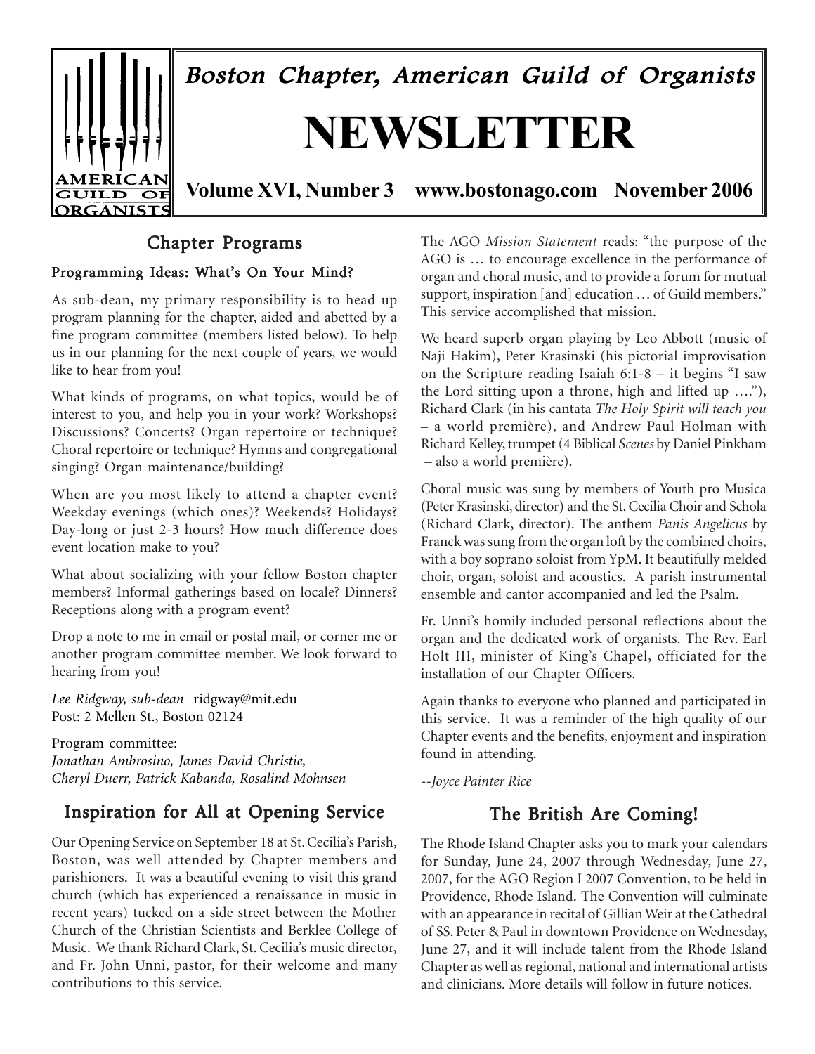# Boston Chapter, American Guild of Organists

# NEWSLETTER

**Volume XVI, Number 3 www.bostonago.com November 2006**

## Chapter Programs

### Programming Ideas: What's On Your Mind?

As sub-dean, my primary responsibility is to head up program planning for the chapter, aided and abetted by a fine program committee (members listed below). To help us in our planning for the next couple of years, we would like to hear from you!

What kinds of programs, on what topics, would be of interest to you, and help you in your work? Workshops? Discussions? Concerts? Organ repertoire or technique? Choral repertoire or technique? Hymns and congregational singing? Organ maintenance/building?

When are you most likely to attend a chapter event? Weekday evenings (which ones)? Weekends? Holidays? Day-long or just 2-3 hours? How much difference does event location make to you?

What about socializing with your fellow Boston chapter members? Informal gatherings based on locale? Dinners? Receptions along with a program event?

Drop a note to me in email or postal mail, or corner me or another program committee member. We look forward to hearing from you!

*Lee Ridgway, sub-dean* ridgway@mit.edu
Post: 2 Mellen St., Boston 02124

Program committee:
*Jonathan Ambrosino, James David Christie, Cheryl Duerr, Patrick Kabanda, Rosalind Mohnsen*

## Inspiration for All at Opening Service

Our Opening Service on September 18 at St. Cecilia's Parish, Boston, was well attended by Chapter members and parishioners. It was a beautiful evening to visit this grand church (which has experienced a renaissance in music in recent years) tucked on a side street between the Mother Church of the Christian Scientists and Berklee College of Music. We thank Richard Clark, St. Cecilia's music director, and Fr. John Unni, pastor, for their welcome and many contributions to this service.

The AGO *Mission Statement* reads: "the purpose of the AGO is … to encourage excellence in the performance of organ and choral music, and to provide a forum for mutual support, inspiration [and] education … of Guild members." This service accomplished that mission.

We heard superb organ playing by Leo Abbott (music of Naji Hakim), Peter Krasinski (his pictorial improvisation on the Scripture reading Isaiah 6:1-8 – it begins "I saw the Lord sitting upon a throne, high and lifted up …."), Richard Clark (in his cantata *The Holy Spirit will teach you* – a world première), and Andrew Paul Holman with Richard Kelley, trumpet (4 Biblical *Scenes* by Daniel Pinkham – also a world première).

Choral music was sung by members of Youth pro Musica (Peter Krasinski, director) and the St. Cecilia Choir and Schola (Richard Clark, director). The anthem *Panis Angelicus* by Franck was sung from the organ loft by the combined choirs, with a boy soprano soloist from YpM. It beautifully melded choir, organ, soloist and acoustics. A parish instrumental ensemble and cantor accompanied and led the Psalm.

Fr. Unni's homily included personal reflections about the organ and the dedicated work of organists. The Rev. Earl Holt III, minister of King's Chapel, officiated for the installation of our Chapter Officers.

Again thanks to everyone who planned and participated in this service. It was a reminder of the high quality of our Chapter events and the benefits, enjoyment and inspiration found in attending.

*--Joyce Painter Rice*

## The British Are Coming!

The Rhode Island Chapter asks you to mark your calendars for Sunday, June 24, 2007 through Wednesday, June 27, 2007, for the AGO Region I 2007 Convention, to be held in Providence, Rhode Island. The Convention will culminate with an appearance in recital of Gillian Weir at the Cathedral of SS. Peter & Paul in downtown Providence on Wednesday, June 27, and it will include talent from the Rhode Island Chapter as well as regional, national and international artists and clinicians. More details will follow in future notices.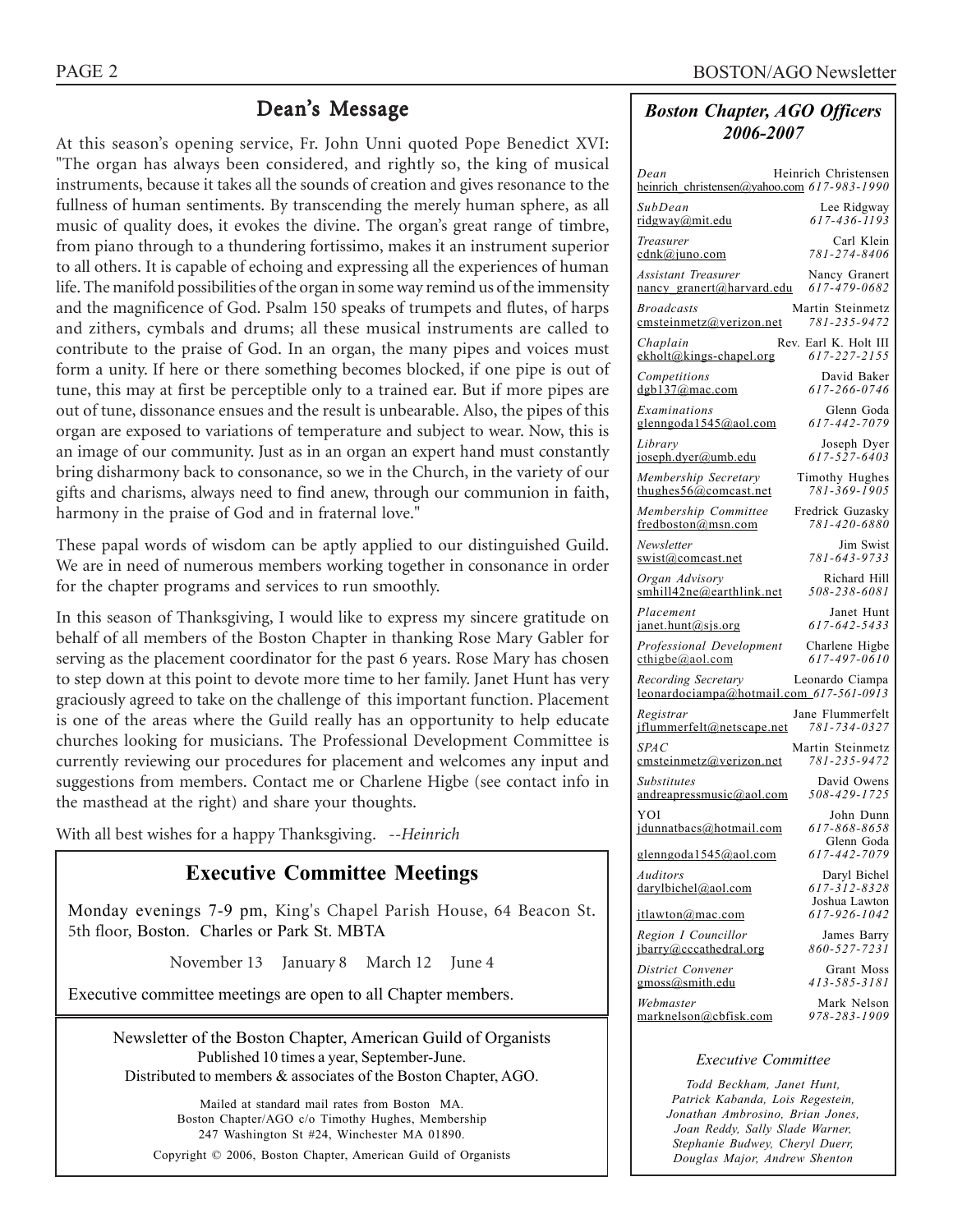## Dean's Message

At this season's opening service, Fr. John Unni quoted Pope Benedict XVI: "The organ has always been considered, and rightly so, the king of musical instruments, because it takes all the sounds of creation and gives resonance to the fullness of human sentiments. By transcending the merely human sphere, as all music of quality does, it evokes the divine. The organ's great range of timbre, from piano through to a thundering fortissimo, makes it an instrument superior to all others. It is capable of echoing and expressing all the experiences of human life. The manifold possibilities of the organ in some way remind us of the immensity and the magnificence of God. Psalm 150 speaks of trumpets and flutes, of harps and zithers, cymbals and drums; all these musical instruments are called to contribute to the praise of God. In an organ, the many pipes and voices must form a unity. If here or there something becomes blocked, if one pipe is out of tune, this may at first be perceptible only to a trained ear. But if more pipes are out of tune, dissonance ensues and the result is unbearable. Also, the pipes of this organ are exposed to variations of temperature and subject to wear. Now, this is an image of our community. Just as in an organ an expert hand must constantly bring disharmony back to consonance, so we in the Church, in the variety of our gifts and charisms, always need to find anew, through our communion in faith, harmony in the praise of God and in fraternal love."

These papal words of wisdom can be aptly applied to our distinguished Guild. We are in need of numerous members working together in consonance in order for the chapter programs and services to run smoothly.

In this season of Thanksgiving, I would like to express my sincere gratitude on behalf of all members of the Boston Chapter in thanking Rose Mary Gabler for serving as the placement coordinator for the past 6 years. Rose Mary has chosen to step down at this point to devote more time to her family. Janet Hunt has very graciously agreed to take on the challenge of this important function. Placement is one of the areas where the Guild really has an opportunity to help educate churches looking for musicians. The Professional Development Committee is currently reviewing our procedures for placement and welcomes any input and suggestions from members. Contact me or Charlene Higbe (see contact info in the masthead at the right) and share your thoughts.

With all best wishes for a happy Thanksgiving. *--Heinrich*

## Executive Committee Meetings

Monday evenings 7-9 pm, King's Chapel Parish House, 64 Beacon St. 5th floor, Boston. Charles or Park St. MBTA

November 13 January 8 March 12 June 4

Executive committee meetings are open to all Chapter members.

Newsletter of the Boston Chapter, American Guild of Organists
Published 10 times a year, September-June.
Distributed to members & associates of the Boston Chapter, AGO.

Mailed at standard mail rates from Boston MA.
Boston Chapter/AGO c/o Timothy Hughes, Membership
247 Washington St #24, Winchester MA 01890.

Copyright © 2006, Boston Chapter, American Guild of Organists

### *Boston Chapter, AGO Officers 2006-2007*

| Position | Name | Email | Phone |
|---|---|---|---|
| *Dean* | Heinrich Christensen | heinrich_christensen@yahoo.com | 617-983-1990 |
| *SubDean* | Lee Ridgway | ridgway@mit.edu | 617-436-1193 |
| *Treasurer* | Carl Klein | cdnk@juno.com | 781-274-8406 |
| *Assistant Treasurer* | Nancy Granert | nancy_granert@harvard.edu | 617-479-0682 |
| *Broadcasts* | Martin Steinmetz | cmsteinmetz@verizon.net | 781-235-9472 |
| *Chaplain* | Rev. Earl K. Holt III | ekholt@kings-chapel.org | 617-227-2155 |
| *Competitions* | David Baker | dgb137@mac.com | 617-266-0746 |
| *Examinations* | Glenn Goda | glenngoda1545@aol.com | 617-442-7079 |
| *Library* | Joseph Dyer | joseph.dyer@umb.edu | 617-527-6403 |
| *Membership Secretary* | Timothy Hughes | thughes56@comcast.net | 781-369-1905 |
| *Membership Committee* | Fredrick Guzasky | fredboston@msn.com | 781-420-6880 |
| *Newsletter* | Jim Swist | swist@comcast.net | 781-643-9733 |
| *Organ Advisory* | Richard Hill | smhill42ne@earthlink.net | 508-238-6081 |
| *Placement* | Janet Hunt | janet.hunt@sjs.org | 617-642-5433 |
| *Professional Development* | Charlene Higbe | cthigbe@aol.com | 617-497-0610 |
| *Recording Secretary* | Leonardo Ciampa | leonardociampa@hotmail.com | 617-561-0913 |
| *Registrar* | Jane Flummerfelt | jflummerfelt@netscape.net | 781-734-0327 |
| *SPAC* | Martin Steinmetz | cmsteinmetz@verizon.net | 781-235-9472 |
| *Substitutes* | David Owens | andreapressmusic@aol.com | 508-429-1725 |
| YOI | John Dunn | jdunnatbacs@hotmail.com | 617-868-8658 |
| | Glenn Goda | glenngoda1545@aol.com | 617-442-7079 |
| *Auditors* | Daryl Bichel | darylbichel@aol.com | 617-312-8328 |
| | Joshua Lawton | jtlawton@mac.com | 617-926-1042 |
| *Region I Councillor* | James Barry | jbarry@cccathedral.org | 860-527-7231 |
| *District Convener* | Grant Moss | gmoss@smith.edu | 413-585-3181 |
| *Webmaster* | Mark Nelson | marknelson@cbfisk.com | 978-283-1909 |

*Executive Committee*

*Todd Beckham, Janet Hunt, Patrick Kabanda, Lois Regestein, Jonathan Ambrosino, Brian Jones, Joan Reddy, Sally Slade Warner, Stephanie Budwey, Cheryl Duerr, Douglas Major, Andrew Shenton*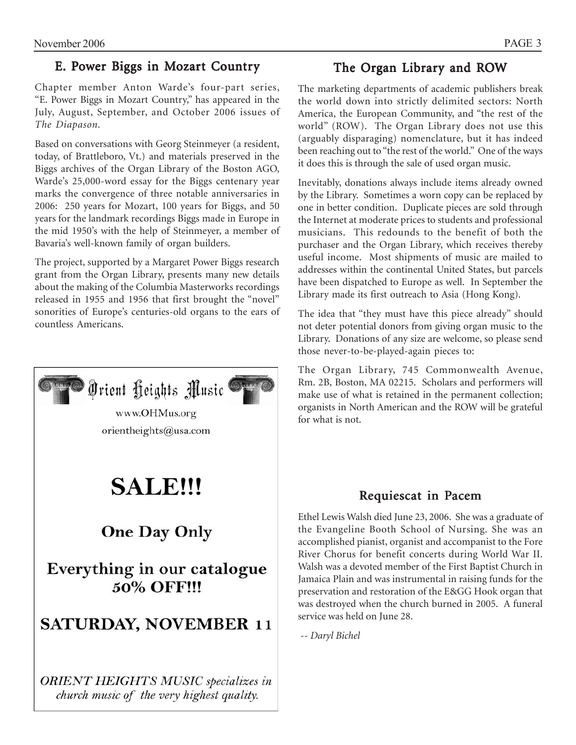## E. Power Biggs in Mozart Country

Chapter member Anton Warde's four-part series, "E. Power Biggs in Mozart Country," has appeared in the July, August, September, and October 2006 issues of *The Diapason.*

Based on conversations with Georg Steinmeyer (a resident, today, of Brattleboro, Vt.) and materials preserved in the Biggs archives of the Organ Library of the Boston AGO, Warde's 25,000-word essay for the Biggs centenary year marks the convergence of three notable anniversaries in 2006: 250 years for Mozart, 100 years for Biggs, and 50 years for the landmark recordings Biggs made in Europe in the mid 1950's with the help of Steinmeyer, a member of Bavaria's well-known family of organ builders.

The project, supported by a Margaret Power Biggs research grant from the Organ Library, presents many new details about the making of the Columbia Masterworks recordings released in 1955 and 1956 that first brought the "novel" sonorities of Europe's centuries-old organs to the ears of countless Americans.

Orient Heights Music

www.OHMus.org

orientheights@usa.com

# SALE!!!

## One Day Only

## Everything in our catalogue 50% OFF!!!

## SATURDAY, NOVEMBER 11

*ORIENT HEIGHTS MUSIC specializes in church music of the very highest quality.*

## The Organ Library and ROW

The marketing departments of academic publishers break the world down into strictly delimited sectors: North America, the European Community, and "the rest of the world" (ROW). The Organ Library does not use this (arguably disparaging) nomenclature, but it has indeed been reaching out to "the rest of the world." One of the ways it does this is through the sale of used organ music.

Inevitably, donations always include items already owned by the Library. Sometimes a worn copy can be replaced by one in better condition. Duplicate pieces are sold through the Internet at moderate prices to students and professional musicians. This redounds to the benefit of both the purchaser and the Organ Library, which receives thereby useful income. Most shipments of music are mailed to addresses within the continental United States, but parcels have been dispatched to Europe as well. In September the Library made its first outreach to Asia (Hong Kong).

The idea that "they must have this piece already" should not deter potential donors from giving organ music to the Library. Donations of any size are welcome, so please send those never-to-be-played-again pieces to:

The Organ Library, 745 Commonwealth Avenue, Rm. 2B, Boston, MA 02215. Scholars and performers will make use of what is retained in the permanent collection; organists in North American and the ROW will be grateful for what is not.

## Requiescat in Pacem

Ethel Lewis Walsh died June 23, 2006. She was a graduate of the Evangeline Booth School of Nursing. She was an accomplished pianist, organist and accompanist to the Fore River Chorus for benefit concerts during World War II. Walsh was a devoted member of the First Baptist Church in Jamaica Plain and was instrumental in raising funds for the preservation and restoration of the E&GG Hook organ that was destroyed when the church burned in 2005. A funeral service was held on June 28.

*-- Daryl Bichel*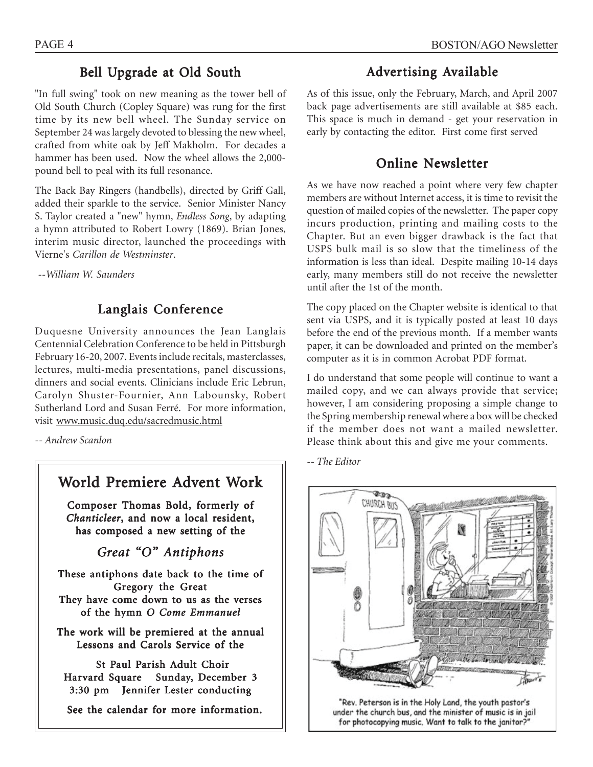## Bell Upgrade at Old South

"In full swing" took on new meaning as the tower bell of Old South Church (Copley Square) was rung for the first time by its new bell wheel. The Sunday service on September 24 was largely devoted to blessing the new wheel, crafted from white oak by Jeff Makholm. For decades a hammer has been used. Now the wheel allows the 2,000-pound bell to peal with its full resonance.

The Back Bay Ringers (handbells), directed by Griff Gall, added their sparkle to the service. Senior Minister Nancy S. Taylor created a "new" hymn, *Endless Song*, by adapting a hymn attributed to Robert Lowry (1869). Brian Jones, interim music director, launched the proceedings with Vierne's *Carillon de Westminster*.

*--William W. Saunders*

## Langlais Conference

Duquesne University announces the Jean Langlais Centennial Celebration Conference to be held in Pittsburgh February 16-20, 2007. Events include recitals, masterclasses, lectures, multi-media presentations, panel discussions, dinners and social events. Clinicians include Eric Lebrun, Carolyn Shuster-Fournier, Ann Labounsky, Robert Sutherland Lord and Susan Ferré. For more information, visit www.music.duq.edu/sacredmusic.html

*-- Andrew Scanlon*

## World Premiere Advent Work

**Composer Thomas Bold, formerly of *Chanticleer*, and now a local resident, has composed a new setting of the**

***Great "O" Antiphons***

**These antiphons date back to the time of Gregory the Great**
**They have come down to us as the verses of the hymn *O Come Emmanuel***

**The work will be premiered at the annual Lessons and Carols Service of the**

**St Paul Parish Adult Choir**
**Harvard Square Sunday, December 3**
**3:30 pm Jennifer Lester conducting**

**See the calendar for more information.**

## Advertising Available

As of this issue, only the February, March, and April 2007 back page advertisements are still available at $85 each. This space is much in demand - get your reservation in early by contacting the editor. First come first served

## Online Newsletter

As we have now reached a point where very few chapter members are without Internet access, it is time to revisit the question of mailed copies of the newsletter. The paper copy incurs production, printing and mailing costs to the Chapter. But an even bigger drawback is the fact that USPS bulk mail is so slow that the timeliness of the information is less than ideal. Despite mailing 10-14 days early, many members still do not receive the newsletter until after the 1st of the month.

The copy placed on the Chapter website is identical to that sent via USPS, and it is typically posted at least 10 days before the end of the previous month. If a member wants paper, it can be downloaded and printed on the member's computer as it is in common Acrobat PDF format.

I do understand that some people will continue to want a mailed copy, and we can always provide that service; however, I am considering proposing a simple change to the Spring membership renewal where a box will be checked if the member does not want a mailed newsletter. Please think about this and give me your comments.

*-- The Editor*

"Rev. Peterson is in the Holy Land, the youth pastor's under the church bus, and the minister of music is in jail for photocopying music. Want to talk to the janitor?"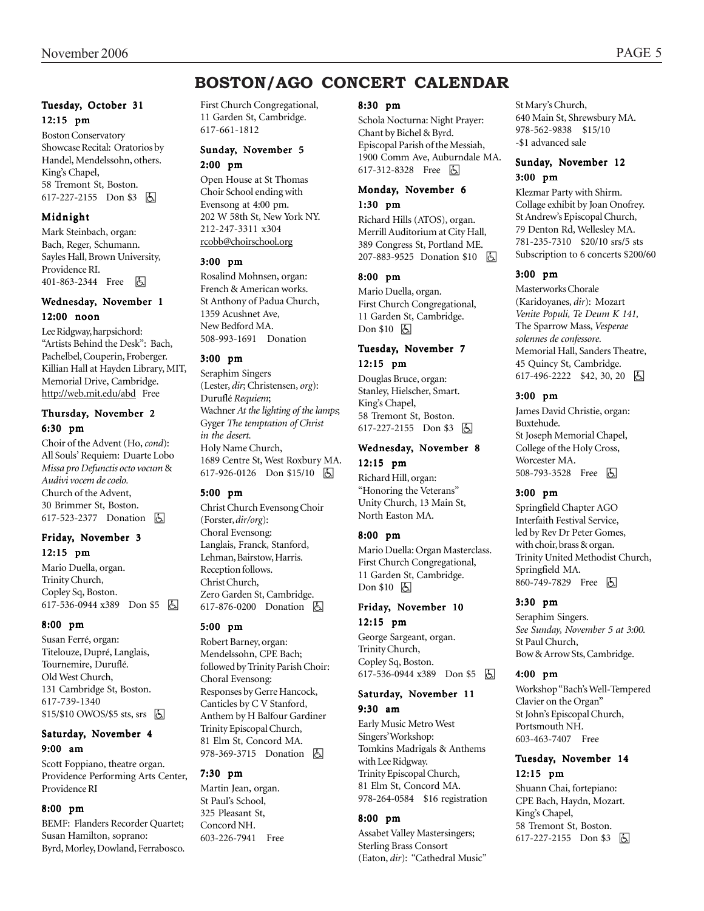# BOSTON/AGO CONCERT CALENDAR

**Tuesday, October 31**

**12:15 pm**

Boston Conservatory Showcase Recital: Oratorios by Handel, Mendelssohn, others. King's Chapel, 58 Tremont St, Boston. 617-227-2155 Don $3 ♿

**Midnight**

Mark Steinbach, organ: Bach, Reger, Schumann. Sayles Hall, Brown University, Providence RI. 401-863-2344 Free ♿

**Wednesday, November 1**

**12:00 noon**

Lee Ridgway, harpsichord: "Artists Behind the Desk": Bach, Pachelbel, Couperin, Froberger. Killian Hall at Hayden Library, MIT, Memorial Drive, Cambridge. http://web.mit.edu/abd Free

**Thursday, November 2**

**6:30 pm**

Choir of the Advent (Ho, *cond*): All Souls' Requiem: Duarte Lobo *Missa pro Defunctis octo vocum* & *Audivi vocem de coelo.* Church of the Advent, 30 Brimmer St, Boston. 617-523-2377 Donation ♿

**Friday, November 3**

**12:15 pm**

Mario Duella, organ. Trinity Church, Copley Sq, Boston. 617-536-0944 x389 Don $5 ♿

**8:00 pm**

Susan Ferré, organ: Titelouze, Dupré, Langlais, Tournemire, Duruflé. Old West Church, 131 Cambridge St, Boston. 617-739-1340 $15/$10 OWOS/$5 sts, srs ♿

**Saturday, November 4**

**9:00 am**

Scott Foppiano, theatre organ. Providence Performing Arts Center, Providence RI

**8:00 pm**

BEMF: Flanders Recorder Quartet; Susan Hamilton, soprano: Byrd, Morley, Dowland, Ferrabosco. First Church Congregational, 11 Garden St, Cambridge. 617-661-1812

**Sunday, November 5**

**2:00 pm**

Open House at St Thomas Choir School ending with Evensong at 4:00 pm. 202 W 58th St, New York NY. 212-247-3311 x304 rcobb@choirschool.org

**3:00 pm**

Rosalind Mohnsen, organ: French & American works. St Anthony of Padua Church, 1359 Acushnet Ave, New Bedford MA. 508-993-1691 Donation

**3:00 pm**

Seraphim Singers (Lester, *dir*; Christensen, *org*): Duruflé *Requiem*; Wachner *At the lighting of the lamps*; Gyger *The temptation of Christ in the desert.* Holy Name Church, 1689 Centre St, West Roxbury MA. 617-926-0126 Don $15/10 ♿

**5:00 pm**

Christ Church Evensong Choir (Forster, *dir/org*): Choral Evensong: Langlais, Franck, Stanford, Lehman, Bairstow, Harris. Reception follows. Christ Church, Zero Garden St, Cambridge. 617-876-0200 Donation ♿

**5:00 pm**

Robert Barney, organ: Mendelssohn, CPE Bach; followed by Trinity Parish Choir: Choral Evensong: Responses by Gerre Hancock, Canticles by C V Stanford, Anthem by H Balfour Gardiner. Trinity Episcopal Church, 81 Elm St, Concord MA. 978-369-3715 Donation ♿

**7:30 pm**

Martin Jean, organ. St Paul's School, 325 Pleasant St, Concord NH. 603-226-7941 Free

**8:30 pm**

Schola Nocturna: Night Prayer: Chant by Bichel & Byrd. Episcopal Parish of the Messiah, 1900 Comm Ave, Auburndale MA. 617-312-8328 Free ♿

**Monday, November 6**

**1:30 pm**

Richard Hills (ATOS), organ. Merrill Auditorium at City Hall, 389 Congress St, Portland ME. 207-883-9525 Donation $10 ♿

**8:00 pm**

Mario Duella, organ. First Church Congregational, 11 Garden St, Cambridge. Don $10 ♿

**Tuesday, November 7**

**12:15 pm**

Douglas Bruce, organ: Stanley, Hielscher, Smart. King's Chapel, 58 Tremont St, Boston. 617-227-2155 Don $3 ♿

**Wednesday, November 8**

**12:15 pm**

Richard Hill, organ: "Honoring the Veterans" Unity Church, 13 Main St, North Easton MA.

**8:00 pm**

Mario Duella: Organ Masterclass. First Church Congregational, 11 Garden St, Cambridge. Don $10 ♿

**Friday, November 10**

**12:15 pm**

George Sargeant, organ. Trinity Church, Copley Sq, Boston. 617-536-0944 x389 Don $5 ♿

**Saturday, November 11**

**9:30 am**

Early Music Metro West Singers' Workshop: Tomkins Madrigals & Anthems with Lee Ridgway. Trinity Episcopal Church, 81 Elm St, Concord MA. 978-264-0584 $16 registration

**8:00 pm**

Assabet Valley Mastersingers; Sterling Brass Consort (Eaton, *dir*): "Cathedral Music" St Mary's Church, 640 Main St, Shrewsbury MA. 978-562-9838 $15/10 -$1 advanced sale

**Sunday, November 12**

**3:00 pm**

Klezmar Party with Shirm. Collage exhibit by Joan Onofrey. St Andrew's Episcopal Church, 79 Denton Rd, Wellesley MA. 781-235-7310 $20/10 srs/5 sts Subscription to 6 concerts $200/60

**3:00 pm**

Masterworks Chorale (Karidoyanes, *dir*): Mozart *Venite Populi, Te Deum K 141,* The Sparrow Mass, *Vesperae solennes de confessore.* Memorial Hall, Sanders Theatre, 45 Quincy St, Cambridge. 617-496-2222 $42, 30, 20 ♿

**3:00 pm**

James David Christie, organ: Buxtehude. St Joseph Memorial Chapel, College of the Holy Cross, Worcester MA. 508-793-3528 Free ♿

**3:00 pm**

Springfield Chapter AGO Interfaith Festival Service, led by Rev Dr Peter Gomes, with choir, brass & organ. Trinity United Methodist Church, Springfield MA. 860-749-7829 Free ♿

**3:30 pm**

Seraphim Singers. *See Sunday, November 5 at 3:00.* St Paul Church, Bow & Arrow Sts, Cambridge.

**4:00 pm**

Workshop "Bach's Well-Tempered Clavier on the Organ" St John's Episcopal Church, Portsmouth NH. 603-463-7407 Free

**Tuesday, November 14**

**12:15 pm**

Shuann Chai, fortepiano: CPE Bach, Haydn, Mozart. King's Chapel, 58 Tremont St, Boston. 617-227-2155 Don $3 ♿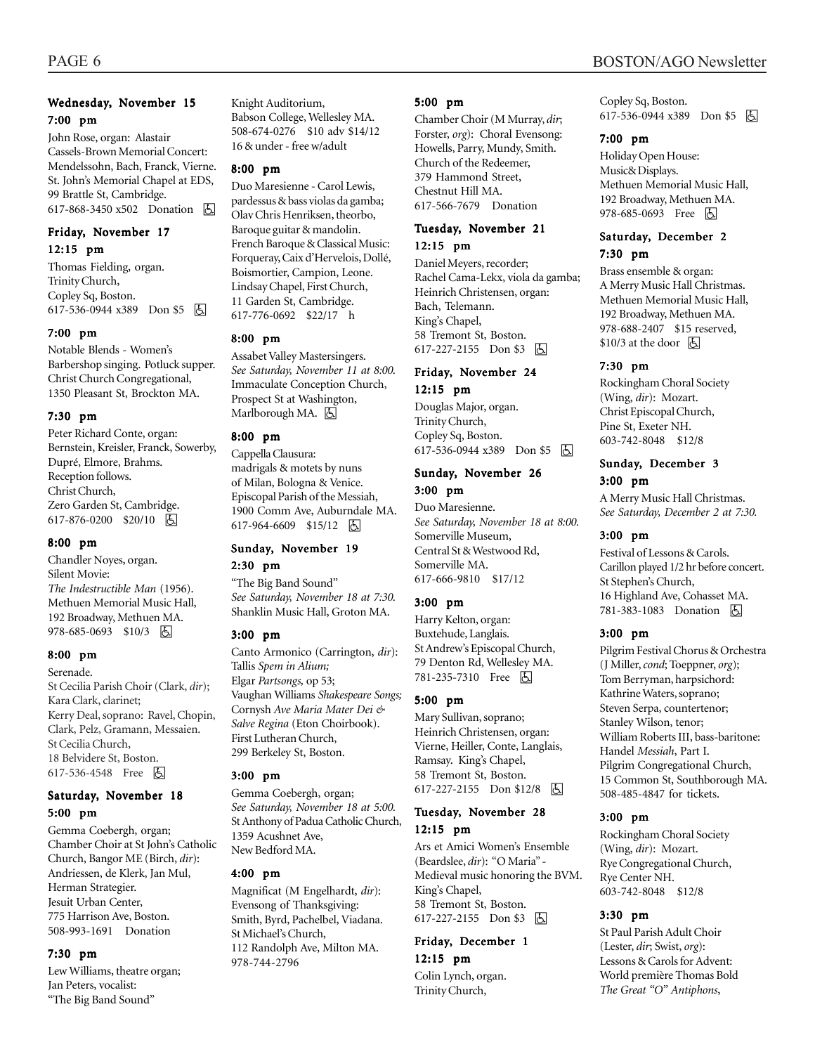### Wednesday, November 15

**7:00 pm**

John Rose, organ: Alastair Cassels-Brown Memorial Concert: Mendelssohn, Bach, Franck, Vierne. St. John's Memorial Chapel at EDS, 99 Brattle St, Cambridge. 617-868-3450 x502 Donation ♿

### Friday, November 17

**12:15 pm**

Thomas Fielding, organ. Trinity Church, Copley Sq, Boston. 617-536-0944 x389 Don $5 ♿

**7:00 pm**

Notable Blends - Women's Barbershop singing. Potluck supper. Christ Church Congregational, 1350 Pleasant St, Brockton MA.

**7:30 pm**

Peter Richard Conte, organ: Bernstein, Kreisler, Franck, Sowerby, Dupré, Elmore, Brahms. Reception follows. Christ Church, Zero Garden St, Cambridge. 617-876-0200 $20/10 ♿

**8:00 pm**

Chandler Noyes, organ. Silent Movie: *The Indestructible Man* (1956). Methuen Memorial Music Hall, 192 Broadway, Methuen MA. 978-685-0693 $10/3 ♿

**8:00 pm**

Serenade. St Cecilia Parish Choir (Clark, *dir*); Kara Clark, clarinet; Kerry Deal, soprano: Ravel, Chopin, Clark, Pelz, Gramann, Messaien. St Cecilia Church, 18 Belvidere St, Boston. 617-536-4548 Free ♿

### Saturday, November 18

**5:00 pm**

Gemma Coebergh, organ; Chamber Choir at St John's Catholic Church, Bangor ME (Birch, *dir*): Andriessen, de Klerk, Jan Mul, Herman Strategier. Jesuit Urban Center, 775 Harrison Ave, Boston. 508-993-1691 Donation

**7:30 pm**

Lew Williams, theatre organ; Jan Peters, vocalist: "The Big Band Sound" Knight Auditorium, Babson College, Wellesley MA. 508-674-0276 $10 adv $14/12 16 & under - free w/adult

**8:00 pm**

Duo Maresienne - Carol Lewis, pardessus & bass violas da gamba; Olav Chris Henriksen, theorbo, Baroque guitar & mandolin. French Baroque & Classical Music: Forqueray, Caix d'Hervelois, Dollé, Boismortier, Campion, Leone. Lindsay Chapel, First Church, 11 Garden St, Cambridge. 617-776-0692 $22/17 h

**8:00 pm**

Assabet Valley Mastersingers. *See Saturday, November 11 at 8:00.* Immaculate Conception Church, Prospect St at Washington, Marlborough MA. ♿

**8:00 pm**

Cappella Clausura: madrigals & motets by nuns of Milan, Bologna & Venice. Episcopal Parish of the Messiah, 1900 Comm Ave, Auburndale MA. 617-964-6609 $15/12 ♿

### Sunday, November 19

**2:30 pm**

"The Big Band Sound" *See Saturday, November 18 at 7:30.* Shanklin Music Hall, Groton MA.

**3:00 pm**

Canto Armonico (Carrington, *dir*): Tallis *Spem in Alium;* Elgar *Partsongs,* op 53; Vaughan Williams *Shakespeare Songs;* Cornysh *Ave Maria Mater Dei & Salve Regina* (Eton Choirbook). First Lutheran Church, 299 Berkeley St, Boston.

**3:00 pm**

Gemma Coebergh, organ; *See Saturday, November 18 at 5:00.* St Anthony of Padua Catholic Church, 1359 Acushnet Ave, New Bedford MA.

**4:00 pm**

Magnificat (M Engelhardt, *dir*): Evensong of Thanksgiving: Smith, Byrd, Pachelbel, Viadana. St Michael's Church, 112 Randolph Ave, Milton MA. 978-744-2796

**5:00 pm**

Chamber Choir (M Murray, *dir*; Forster, *org*): Choral Evensong: Howells, Parry, Mundy, Smith. Church of the Redeemer, 379 Hammond Street, Chestnut Hill MA. 617-566-7679 Donation

### Tuesday, November 21

**12:15 pm**

Daniel Meyers, recorder; Rachel Cama-Lekx, viola da gamba; Heinrich Christensen, organ: Bach, Telemann. King's Chapel, 58 Tremont St, Boston. 617-227-2155 Don $3 ♿

### Friday, November 24

**12:15 pm**

Douglas Major, organ. Trinity Church, Copley Sq, Boston. 617-536-0944 x389 Don $5 ♿

### Sunday, November 26

**3:00 pm**

Duo Maresienne. *See Saturday, November 18 at 8:00.* Somerville Museum, Central St & Westwood Rd, Somerville MA. 617-666-9810 $17/12

**3:00 pm**

Harry Kelton, organ: Buxtehude, Langlais. St Andrew's Episcopal Church, 79 Denton Rd, Wellesley MA. 781-235-7310 Free ♿

**5:00 pm**

Mary Sullivan, soprano; Heinrich Christensen, organ: Vierne, Heiller, Conte, Langlais, Ramsay. King's Chapel, 58 Tremont St, Boston. 617-227-2155 Don $12/8 ♿

### Tuesday, November 28

**12:15 pm**

Ars et Amici Women's Ensemble (Beardslee, *dir*): "O Maria" - Medieval music honoring the BVM. King's Chapel, 58 Tremont St, Boston. 617-227-2155 Don $3 ♿

### Friday, December 1

**12:15 pm**

Colin Lynch, organ. Trinity Church, Copley Sq, Boston. 617-536-0944 x389 Don $5 ♿

**7:00 pm**

Holiday Open House: Music& Displays. Methuen Memorial Music Hall, 192 Broadway, Methuen MA. 978-685-0693 Free ♿

### Saturday, December 2

**7:30 pm**

Brass ensemble & organ: A Merry Music Hall Christmas. Methuen Memorial Music Hall, 192 Broadway, Methuen MA. 978-688-2407 $15 reserved, $10/3 at the door ♿

**7:30 pm**

Rockingham Choral Society (Wing, *dir*): Mozart. Christ Episcopal Church, Pine St, Exeter NH. 603-742-8048 $12/8

### Sunday, December 3

**3:00 pm**

A Merry Music Hall Christmas. *See Saturday, December 2 at 7:30.*

**3:00 pm**

Festival of Lessons & Carols. Carillon played 1/2 hr before concert. St Stephen's Church, 16 Highland Ave, Cohasset MA. 781-383-1083 Donation ♿

**3:00 pm**

Pilgrim Festival Chorus & Orchestra (J Miller, *cond*; Toeppner, *org*); Tom Berryman, harpsichord: Kathrine Waters, soprano; Steven Serpa, countertenor; Stanley Wilson, tenor; William Roberts III, bass-baritone: Handel *Messiah*, Part I. Pilgrim Congregational Church, 15 Common St, Southborough MA. 508-485-4847 for tickets.

**3:00 pm**

Rockingham Choral Society (Wing, *dir*): Mozart. Rye Congregational Church, Rye Center NH. 603-742-8048 $12/8

**3:30 pm**

St Paul Parish Adult Choir (Lester, *dir*; Swist, *org*): Lessons & Carols for Advent: World première Thomas Bold *The Great "O" Antiphons*,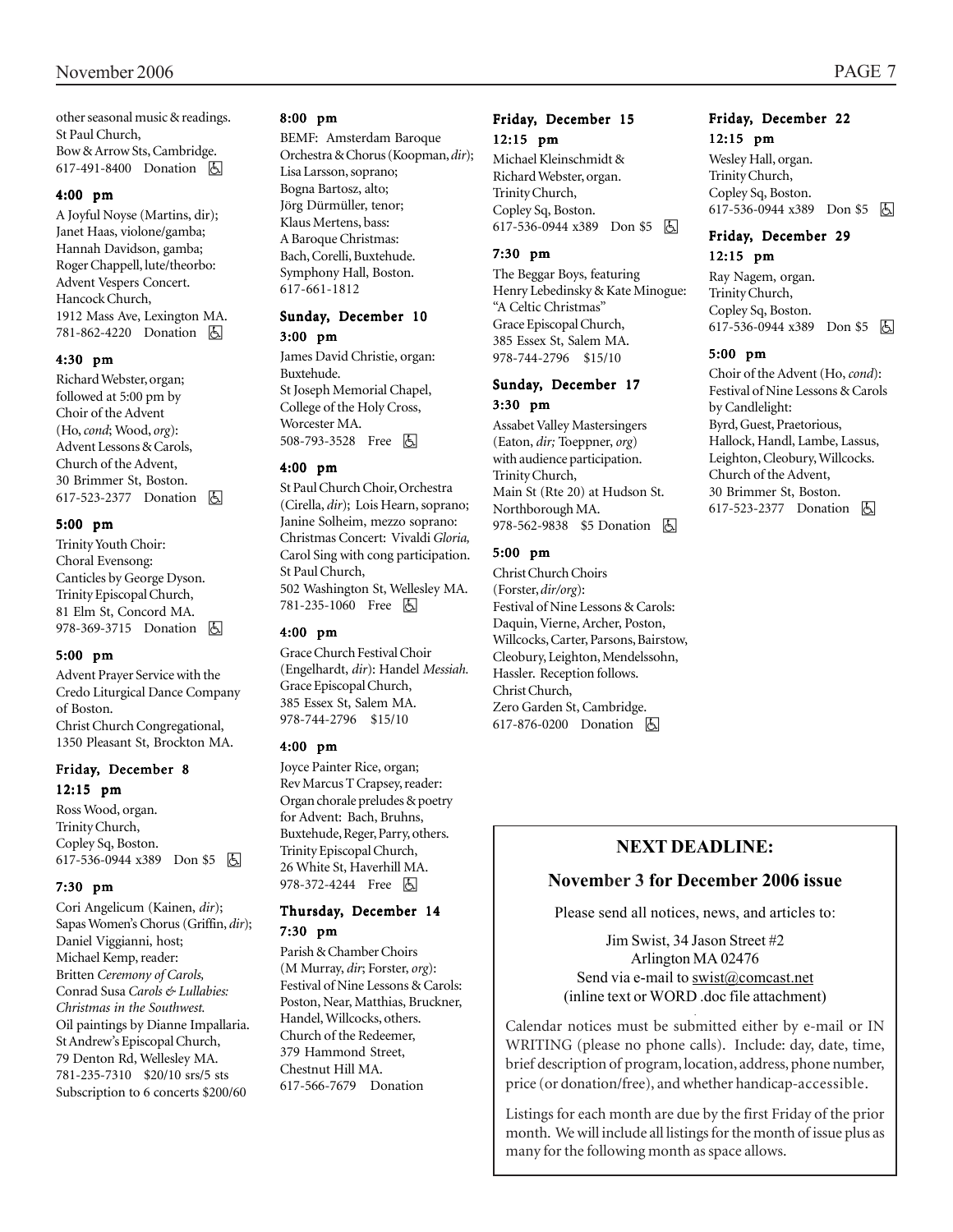other seasonal music & readings.
St Paul Church,
Bow & Arrow Sts, Cambridge.
617-491-8400 Donation ♿

### 4:00 pm

A Joyful Noyse (Martins, dir);
Janet Haas, violone/gamba;
Hannah Davidson, gamba;
Roger Chappell, lute/theorbo:
Advent Vespers Concert.
Hancock Church,
1912 Mass Ave, Lexington MA.
781-862-4220 Donation ♿

### 4:30 pm

Richard Webster, organ;
followed at 5:00 pm by
Choir of the Advent
(Ho, *cond*; Wood, *org*):
Advent Lessons & Carols,
Church of the Advent,
30 Brimmer St, Boston.
617-523-2377 Donation ♿

### 5:00 pm

Trinity Youth Choir:
Choral Evensong:
Canticles by George Dyson.
Trinity Episcopal Church,
81 Elm St, Concord MA.
978-369-3715 Donation ♿

### 5:00 pm

Advent Prayer Service with the
Credo Liturgical Dance Company
of Boston.
Christ Church Congregational,
1350 Pleasant St, Brockton MA.

## Friday, December 8

### 12:15 pm

Ross Wood, organ.
Trinity Church,
Copley Sq, Boston.
617-536-0944 x389 Don $5 ♿

### 7:30 pm

Cori Angelicum (Kainen, *dir*);
Sapas Women's Chorus (Griffin, *dir*);
Daniel Viggianni, host;
Michael Kemp, reader:
Britten *Ceremony of Carols,*
Conrad Susa *Carols & Lullabies: Christmas in the Southwest.*
Oil paintings by Dianne Impallaria.
St Andrew's Episcopal Church,
79 Denton Rd, Wellesley MA.
781-235-7310 $20/10 srs/5 sts
Subscription to 6 concerts $200/60

### 8:00 pm

BEMF: Amsterdam Baroque
Orchestra & Chorus (Koopman, *dir*);
Lisa Larsson, soprano;
Bogna Bartosz, alto;
Jörg Dürmüller, tenor;
Klaus Mertens, bass:
A Baroque Christmas:
Bach, Corelli, Buxtehude.
Symphony Hall, Boston.
617-661-1812

## Sunday, December 10

### 3:00 pm

James David Christie, organ:
Buxtehude.
St Joseph Memorial Chapel,
College of the Holy Cross,
Worcester MA.
508-793-3528 Free ♿

### 4:00 pm

St Paul Church Choir, Orchestra
(Cirella, *dir*); Lois Hearn, soprano;
Janine Solheim, mezzo soprano:
Christmas Concert: Vivaldi *Gloria,*
Carol Sing with cong participation.
St Paul Church,
502 Washington St, Wellesley MA.
781-235-1060 Free ♿

### 4:00 pm

Grace Church Festival Choir
(Engelhardt, *dir*): Handel *Messiah.*
Grace Episcopal Church,
385 Essex St, Salem MA.
978-744-2796 $15/10

### 4:00 pm

Joyce Painter Rice, organ;
Rev Marcus T Crapsey, reader:
Organ chorale preludes & poetry
for Advent: Bach, Bruhns,
Buxtehude, Reger, Parry, others.
Trinity Episcopal Church,
26 White St, Haverhill MA.
978-372-4244 Free ♿

## Thursday, December 14

### 7:30 pm

Parish & Chamber Choirs
(M Murray, *dir*; Forster, *org*):
Festival of Nine Lessons & Carols:
Poston, Near, Matthias, Bruckner,
Handel, Willcocks, others.
Church of the Redeemer,
379 Hammond Street,
Chestnut Hill MA.
617-566-7679 Donation

## Friday, December 15

### 12:15 pm

Michael Kleinschmidt &
Richard Webster, organ.
Trinity Church,
Copley Sq, Boston.
617-536-0944 x389 Don $5 ♿

### 7:30 pm

The Beggar Boys, featuring
Henry Lebedinsky & Kate Minogue:
"A Celtic Christmas"
Grace Episcopal Church,
385 Essex St, Salem MA.
978-744-2796 $15/10

## Sunday, December 17

### 3:30 pm

Assabet Valley Mastersingers
(Eaton, *dir;* Toeppner, *org*)
with audience participation.
Trinity Church,
Main St (Rte 20) at Hudson St.
Northborough MA.
978-562-9838 $5 Donation ♿

### 5:00 pm

Christ Church Choirs
(Forster, *dir/org*):
Festival of Nine Lessons & Carols:
Daquin, Vierne, Archer, Poston,
Willcocks, Carter, Parsons, Bairstow,
Cleobury, Leighton, Mendelssohn,
Hassler. Reception follows.
Christ Church,
Zero Garden St, Cambridge.
617-876-0200 Donation ♿

## Friday, December 22

### 12:15 pm

Wesley Hall, organ.
Trinity Church,
Copley Sq, Boston.
617-536-0944 x389 Don $5 ♿

## Friday, December 29

### 12:15 pm

Ray Nagem, organ.
Trinity Church,
Copley Sq, Boston.
617-536-0944 x389 Don $5 ♿

### 5:00 pm

Choir of the Advent (Ho, *cond*):
Festival of Nine Lessons & Carols
by Candlelight:
Byrd, Guest, Praetorious,
Hallock, Handl, Lambe, Lassus,
Leighton, Cleobury, Willcocks.
Church of the Advent,
30 Brimmer St, Boston.
617-523-2377 Donation ♿

---

## NEXT DEADLINE:

**November 3 for December 2006 issue**

Please send all notices, news, and articles to:

Jim Swist, 34 Jason Street #2
Arlington MA 02476
Send via e-mail to swist@comcast.net
(inline text or WORD .doc file attachment)

Calendar notices must be submitted either by e-mail or IN WRITING (please no phone calls). Include: day, date, time, brief description of program, location, address, phone number, price (or donation/free), and whether handicap-accessible.

Listings for each month are due by the first Friday of the prior month. We will include all listings for the month of issue plus as many for the following month as space allows.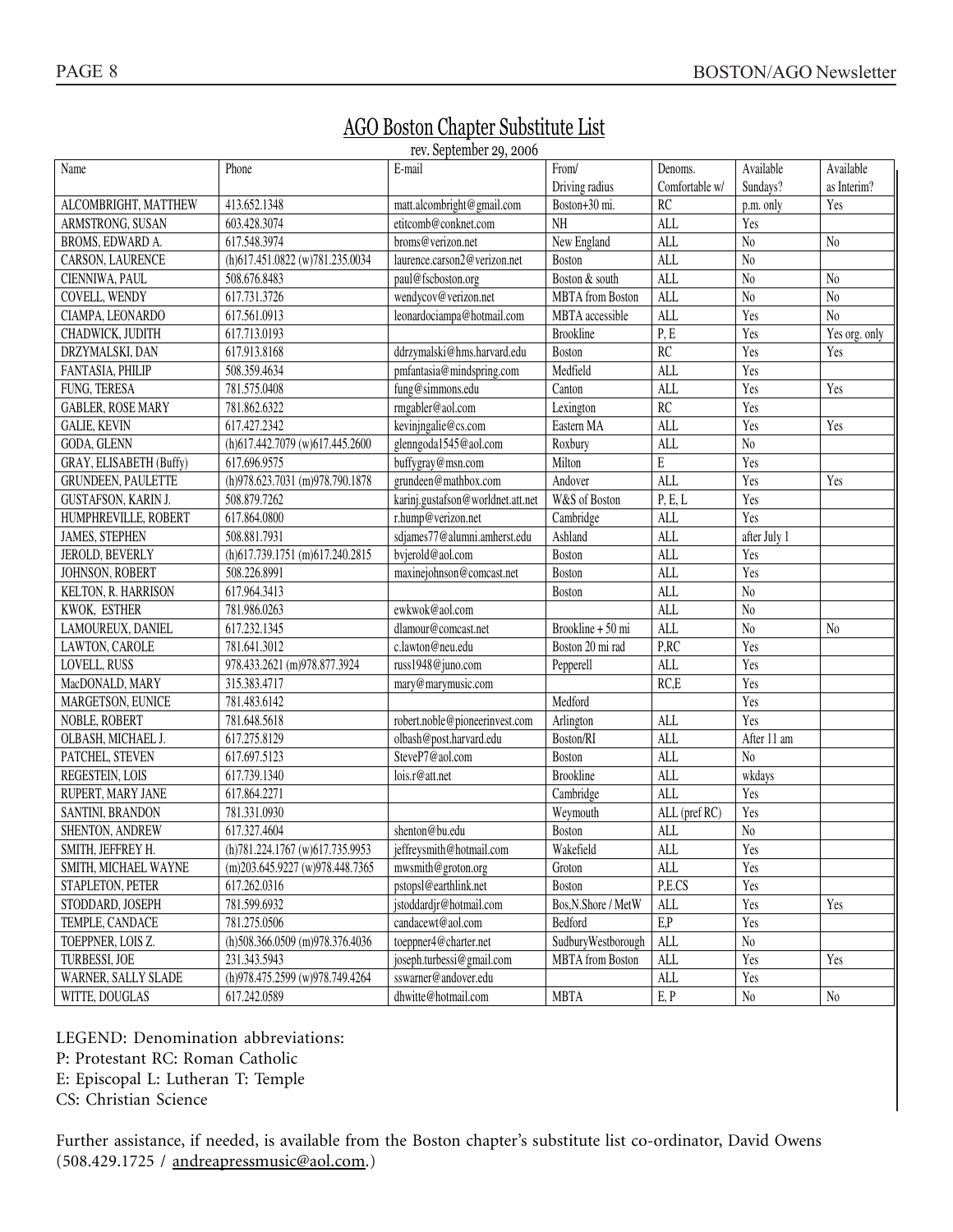## AGO Boston Chapter Substitute List

rev. September 29, 2006

| Name | Phone | E-mail | From/ Driving radius | Denoms. Comfortable w/ | Available Sundays? | Available as Interim? |
|---|---|---|---|---|---|---|
| ALCOMBRIGHT, MATTHEW | 413.652.1348 | matt.alcombright@gmail.com | Boston+30 mi. | RC | p.m. only | Yes |
| ARMSTRONG, SUSAN | 603.428.3074 | etitcomb@conknet.com | NH | ALL | Yes | |
| BROMS, EDWARD A. | 617.548.3974 | broms@verizon.net | New England | ALL | No | No |
| CARSON, LAURENCE | (h)617.451.0822 (w)781.235.0034 | laurence.carson2@verizon.net | Boston | ALL | No | |
| CIENNIWA, PAUL | 508.676.8483 | paul@fscboston.org | Boston & south | ALL | No | No |
| COVELL, WENDY | 617.731.3726 | wendycov@verizon.net | MBTA from Boston | ALL | No | No |
| CIAMPA, LEONARDO | 617.561.0913 | leonardociampa@hotmail.com | MBTA accessible | ALL | Yes | No |
| CHADWICK, JUDITH | 617.713.0193 | | Brookline | P, E | Yes | Yes org. only |
| DRZYMALSKI, DAN | 617.913.8168 | ddrzymalski@hms.harvard.edu | Boston | RC | Yes | Yes |
| FANTASIA, PHILIP | 508.359.4634 | pmfantasia@mindspring.com | Medfield | ALL | Yes | |
| FUNG, TERESA | 781.575.0408 | fung@simmons.edu | Canton | ALL | Yes | Yes |
| GABLER, ROSE MARY | 781.862.6322 | rmgabler@aol.com | Lexington | RC | Yes | |
| GALIE, KEVIN | 617.427.2342 | kevinjngalie@cs.com | Eastern MA | ALL | Yes | Yes |
| GODA, GLENN | (h)617.442.7079 (w)617.445.2600 | glenngoda1545@aol.com | Roxbury | ALL | No | |
| GRAY, ELISABETH (Buffy) | 617.696.9575 | buffygray@msn.com | Milton | E | Yes | |
| GRUNDEEN, PAULETTE | (h)978.623.7031 (m)978.790.1878 | grundeen@mathbox.com | Andover | ALL | Yes | Yes |
| GUSTAFSON, KARIN J. | 508.879.7262 | karinj.gustafson@worldnet.att.net | W&S of Boston | P, E, L | Yes | |
| HUMPHREVILLE, ROBERT | 617.864.0800 | r.hump@verizon.net | Cambridge | ALL | Yes | |
| JAMES, STEPHEN | 508.881.7931 | sdjames77@alumni.amherst.edu | Ashland | ALL | after July 1 | |
| JEROLD, BEVERLY | (h)617.739.1751 (m)617.240.2815 | bvjerold@aol.com | Boston | ALL | Yes | |
| JOHNSON, ROBERT | 508.226.8991 | maxinejohnson@comcast.net | Boston | ALL | Yes | |
| KELTON, R. HARRISON | 617.964.3413 | | Boston | ALL | No | |
| KWOK, ESTHER | 781.986.0263 | ewkwok@aol.com | | ALL | No | |
| LAMOUREUX, DANIEL | 617.232.1345 | dlamour@comcast.net | Brookline + 50 mi | ALL | No | No |
| LAWTON, CAROLE | 781.641.3012 | c.lawton@neu.edu | Boston 20 mi rad | P,RC | Yes | |
| LOVELL, RUSS | 978.433.2621 (m)978.877.3924 | russ1948@juno.com | Pepperell | ALL | Yes | |
| MacDONALD, MARY | 315.383.4717 | mary@marymusic.com | | RC,E | Yes | |
| MARGETSON, EUNICE | 781.483.6142 | | Medford | | Yes | |
| NOBLE, ROBERT | 781.648.5618 | robert.noble@pioneerinvest.com | Arlington | ALL | Yes | |
| OLBASH, MICHAEL J. | 617.275.8129 | olbash@post.harvard.edu | Boston/RI | ALL | After 11 am | |
| PATCHEL, STEVEN | 617.697.5123 | SteveP7@aol.com | Boston | ALL | No | |
| REGESTEIN, LOIS | 617.739.1340 | lois.r@att.net | Brookline | ALL | wkdays | |
| RUPERT, MARY JANE | 617.864.2271 | | Cambridge | ALL | Yes | |
| SANTINI, BRANDON | 781.331.0930 | | Weymouth | ALL (pref RC) | Yes | |
| SHENTON, ANDREW | 617.327.4604 | shenton@bu.edu | Boston | ALL | No | |
| SMITH, JEFFREY H. | (h)781.224.1767 (w)617.735.9953 | jeffreysmith@hotmail.com | Wakefield | ALL | Yes | |
| SMITH, MICHAEL WAYNE | (m)203.645.9227 (w)978.448.7365 | mwsmith@groton.org | Groton | ALL | Yes | |
| STAPLETON, PETER | 617.262.0316 | pstopsl@earthlink.net | Boston | P,E,CS | Yes | |
| STODDARD, JOSEPH | 781.599.6932 | jstoddardjr@hotmail.com | Bos,N.Shore / MetW | ALL | Yes | Yes |
| TEMPLE, CANDACE | 781.275.0506 | candacewt@aol.com | Bedford | E,P | Yes | |
| TOEPPNER, LOIS Z. | (h)508.366.0509 (m)978.376.4036 | toeppner4@charter.net | SudburyWestborough | ALL | No | |
| TURBESSI, JOE | 231.343.5943 | joseph.turbessi@gmail.com | MBTA from Boston | ALL | Yes | Yes |
| WARNER, SALLY SLADE | (h)978.475.2599 (w)978.749.4264 | sswarner@andover.edu | | ALL | Yes | |
| WITTE, DOUGLAS | 617.242.0589 | dhwitte@hotmail.com | MBTA | E, P | No | No |

LEGEND: Denomination abbreviations:
P: Protestant RC: Roman Catholic
E: Episcopal L: Lutheran T: Temple
CS: Christian Science

Further assistance, if needed, is available from the Boston chapter's substitute list co-ordinator, David Owens (508.429.1725 / andreapressmusic@aol.com.)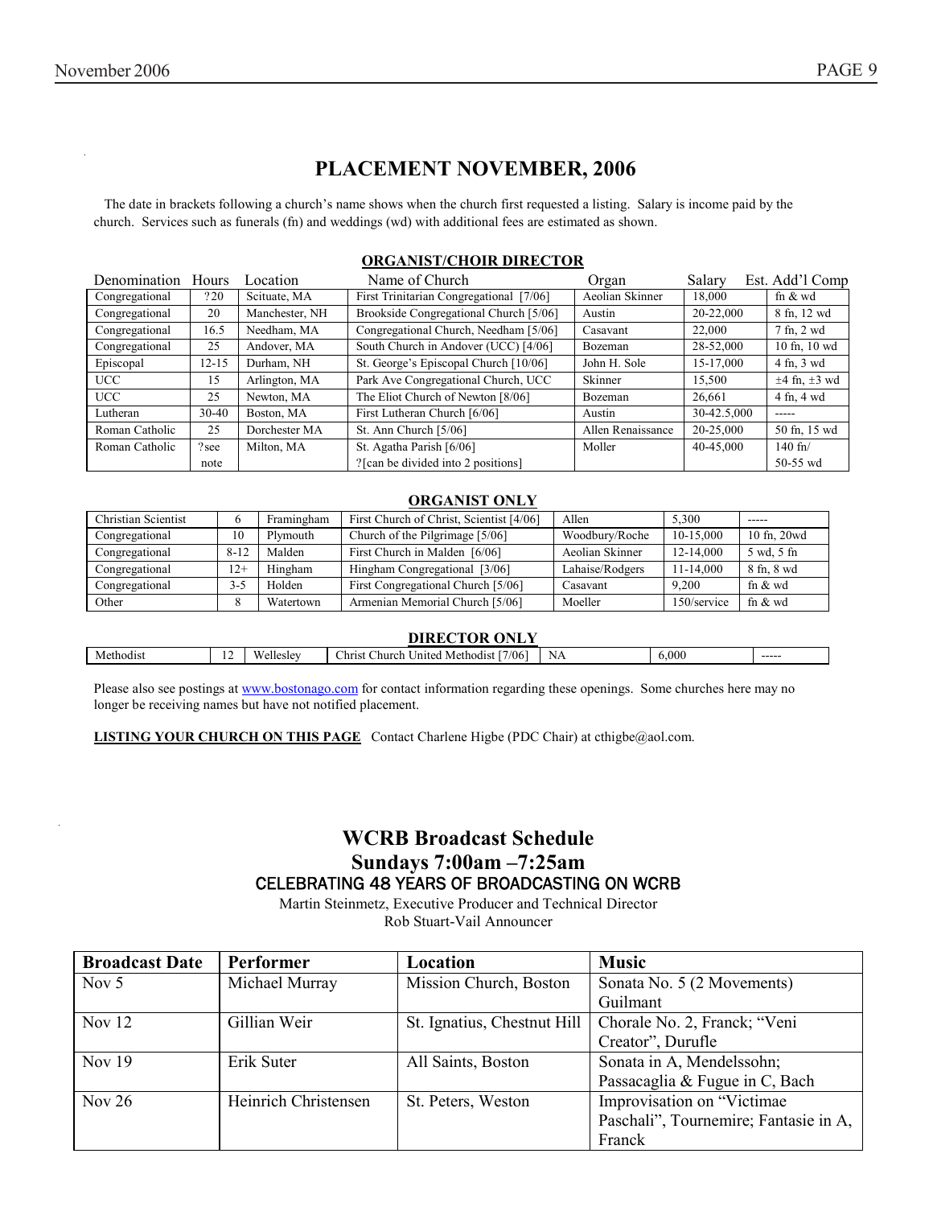# PLACEMENT NOVEMBER, 2006

The date in brackets following a church's name shows when the church first requested a listing. Salary is income paid by the church. Services such as funerals (fn) and weddings (wd) with additional fees are estimated as shown.

## ORGANIST/CHOIR DIRECTOR

| Denomination | Hours | Location | Name of Church | Organ | Salary | Est. Add'l Comp |
|---|---|---|---|---|---|---|
| Congregational | ?20 | Scituate, MA | First Trinitarian Congregational [7/06] | Aeolian Skinner | 18,000 | fn & wd |
| Congregational | 20 | Manchester, NH | Brookside Congregational Church [5/06] | Austin | 20-22,000 | 8 fn, 12 wd |
| Congregational | 16.5 | Needham, MA | Congregational Church, Needham [5/06] | Casavant | 22,000 | 7 fn, 2 wd |
| Congregational | 25 | Andover, MA | South Church in Andover (UCC) [4/06] | Bozeman | 28-52,000 | 10 fn, 10 wd |
| Episcopal | 12-15 | Durham, NH | St. George's Episcopal Church [10/06] | John H. Sole | 15-17,000 | 4 fn, 3 wd |
| UCC | 15 | Arlington, MA | Park Ave Congregational Church, UCC | Skinner | 15,500 | ±4 fn, ±3 wd |
| UCC | 25 | Newton, MA | The Eliot Church of Newton [8/06] | Bozeman | 26,661 | 4 fn, 4 wd |
| Lutheran | 30-40 | Boston, MA | First Lutheran Church [6/06] | Austin | 30-42.5,000 | ----- |
| Roman Catholic | 25 | Dorchester MA | St. Ann Church [5/06] | Allen Renaissance | 20-25,000 | 50 fn, 15 wd |
| Roman Catholic | ?see note | Milton, MA | St. Agatha Parish [6/06] ?[can be divided into 2 positions] | Moller | 40-45,000 | 140 fn/ 50-55 wd |

## ORGANIST ONLY

| Denomination | Hours | Location | Name of Church | Organ | Salary | Est. Add'l Comp |
|---|---|---|---|---|---|---|
| Christian Scientist | 6 | Framingham | First Church of Christ, Scientist [4/06] | Allen | 5,300 | ----- |
| Congregational | 10 | Plymouth | Church of the Pilgrimage [5/06] | Woodbury/Roche | 10-15,000 | 10 fn, 20wd |
| Congregational | 8-12 | Malden | First Church in Malden [6/06] | Aeolian Skinner | 12-14,000 | 5 wd, 5 fn |
| Congregational | 12+ | Hingham | Hingham Congregational [3/06] | Lahaise/Rodgers | 11-14,000 | 8 fn, 8 wd |
| Congregational | 3-5 | Holden | First Congregational Church [5/06] | Casavant | 9,200 | fn & wd |
| Other | 8 | Watertown | Armenian Memorial Church [5/06] | Moeller | 150/service | fn & wd |

## DIRECTOR ONLY

| Denomination | Hours | Location | Name of Church | Organ | Salary | Est. Add'l Comp |
|---|---|---|---|---|---|---|
| Methodist | 12 | Wellesley | Christ Church United Methodist [7/06] | NA | 6,000 | ----- |

Please also see postings at www.bostonago.com for contact information regarding these openings. Some churches here may no longer be receiving names but have not notified placement.

**LISTING YOUR CHURCH ON THIS PAGE** Contact Charlene Higbe (PDC Chair) at cthigbe@aol.com.

# WCRB Broadcast Schedule
## Sundays 7:00am –7:25am
### CELEBRATING 48 YEARS OF BROADCASTING ON WCRB

Martin Steinmetz, Executive Producer and Technical Director
Rob Stuart-Vail Announcer

| Broadcast Date | Performer | Location | Music |
|---|---|---|---|
| Nov 5 | Michael Murray | Mission Church, Boston | Sonata No. 5 (2 Movements) Guilmant |
| Nov 12 | Gillian Weir | St. Ignatius, Chestnut Hill | Chorale No. 2, Franck; "Veni Creator", Durufle |
| Nov 19 | Erik Suter | All Saints, Boston | Sonata in A, Mendelssohn; Passacaglia & Fugue in C, Bach |
| Nov 26 | Heinrich Christensen | St. Peters, Weston | Improvisation on "Victimae Paschali", Tournemire; Fantasie in A, Franck |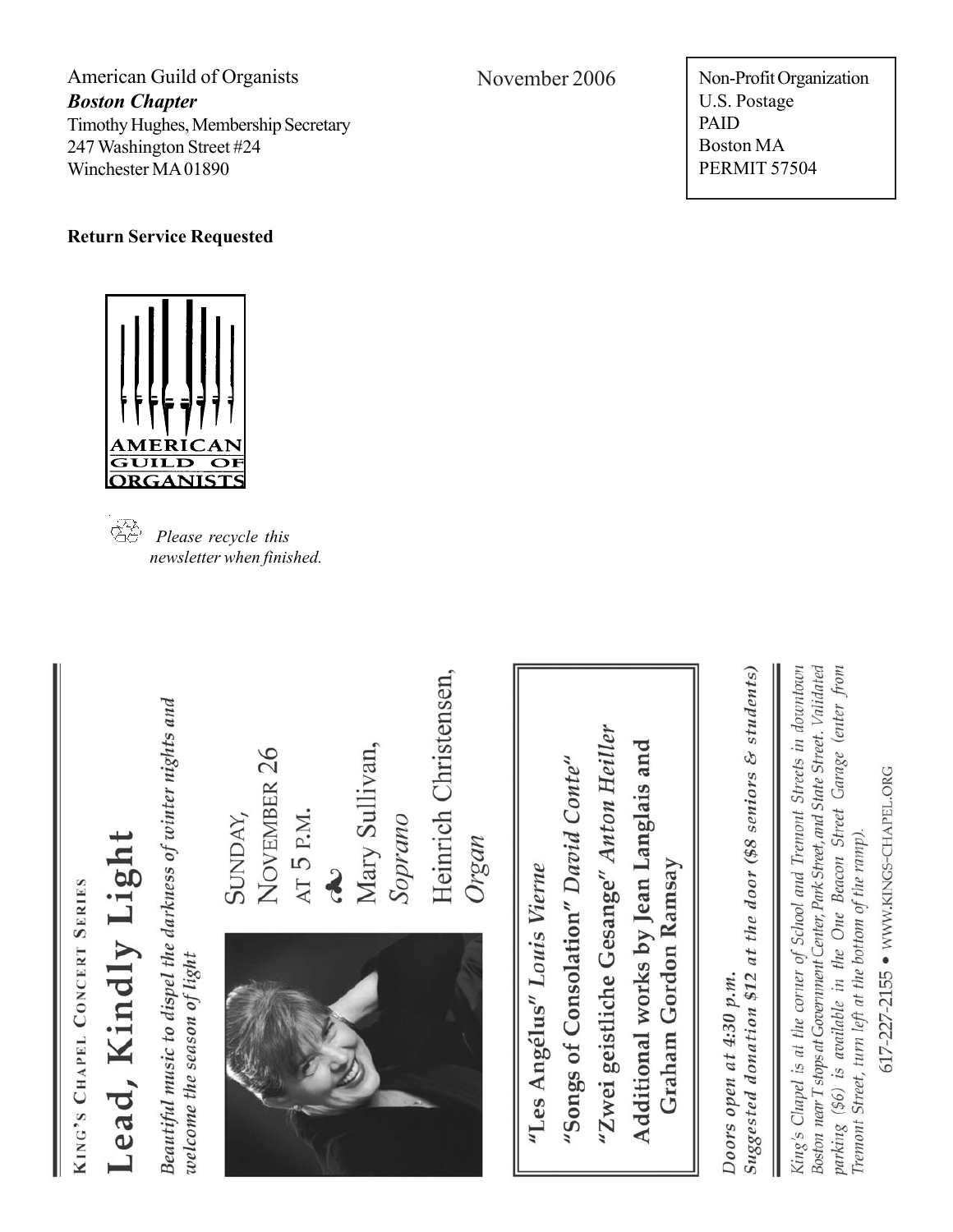American Guild of Organists
***Boston Chapter***
Timothy Hughes, Membership Secretary
247 Washington Street #24
Winchester MA 01890

November 2006

Non-Profit Organization
U.S. Postage
PAID
Boston MA
PERMIT 57504

**Return Service Requested**

AMERICAN GUILD OF ORGANISTS

*Please recycle this newsletter when finished.*

KING'S CHAPEL CONCERT SERIES

# Lead, Kindly Light

*Beautiful music to dispel the darkness of winter nights and welcome the season of light*

SUNDAY, NOVEMBER 26 AT 5 P.M.

Mary Sullivan, *Soprano*

Heinrich Christensen, *Organ*

*"Les Angélus" Louis Vierne*

**"Songs of Consolation"** ***David Conte***

**"Zwei geistliche Gesange"** ***Anton Heiller***

**Additional works by Jean Langlais and Graham Gordon Ramsay**

*Doors open at 4:30 p.m.*
***Suggested donation $12 at the door ($8 seniors & students)***

*King's Chapel is at the corner of School and Tremont Streets in downtown Boston near T stops at Government Center, Park Street, and State Street. Validated parking ($6) is available in the One Beacon Street Garage (enter from Tremont Street, turn left at the bottom of the ramp).*

617-227-2155 • WWW.KINGS-CHAPEL.ORG